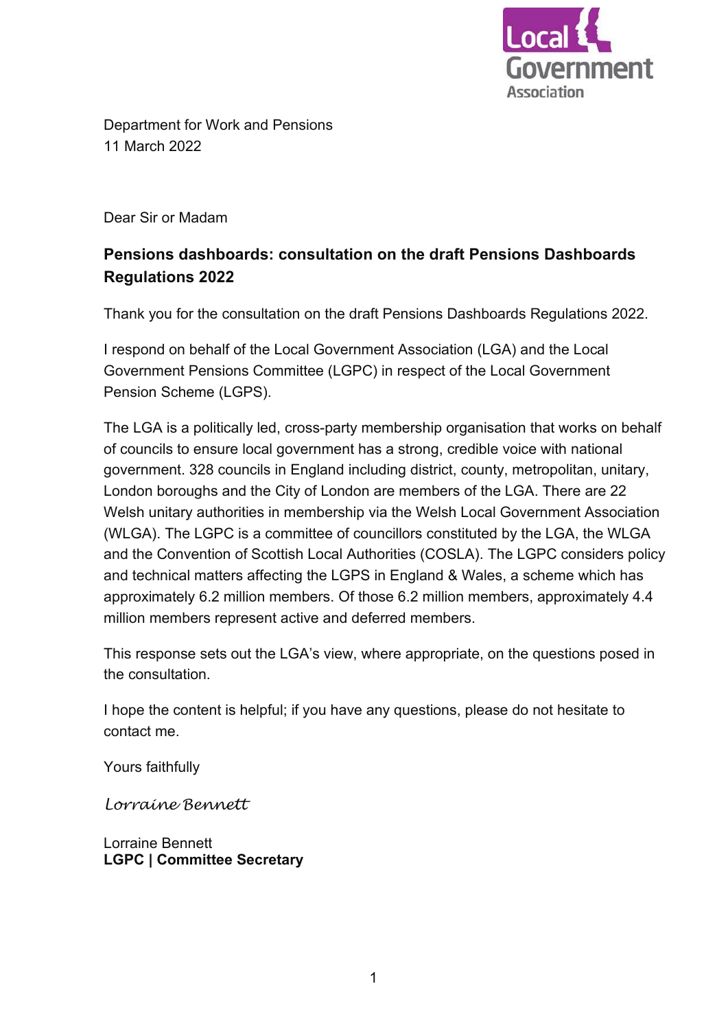Department for Work and Pensions
11 March 2022

Dear Sir or Madam

**Pensions dashboards: consultation on the draft Pensions Dashboards Regulations 2022**

Thank you for the consultation on the draft Pensions Dashboards Regulations 2022.

I respond on behalf of the Local Government Association (LGA) and the Local Government Pensions Committee (LGPC) in respect of the Local Government Pension Scheme (LGPS).

The LGA is a politically led, cross-party membership organisation that works on behalf of councils to ensure local government has a strong, credible voice with national government. 328 councils in England including district, county, metropolitan, unitary, London boroughs and the City of London are members of the LGA. There are 22 Welsh unitary authorities in membership via the Welsh Local Government Association (WLGA). The LGPC is a committee of councillors constituted by the LGA, the WLGA and the Convention of Scottish Local Authorities (COSLA). The LGPC considers policy and technical matters affecting the LGPS in England & Wales, a scheme which has approximately 6.2 million members. Of those 6.2 million members, approximately 4.4 million members represent active and deferred members.

This response sets out the LGA's view, where appropriate, on the questions posed in the consultation.

I hope the content is helpful; if you have any questions, please do not hesitate to contact me.

Yours faithfully

*Lorraine Bennett*

Lorraine Bennett
**LGPC | Committee Secretary**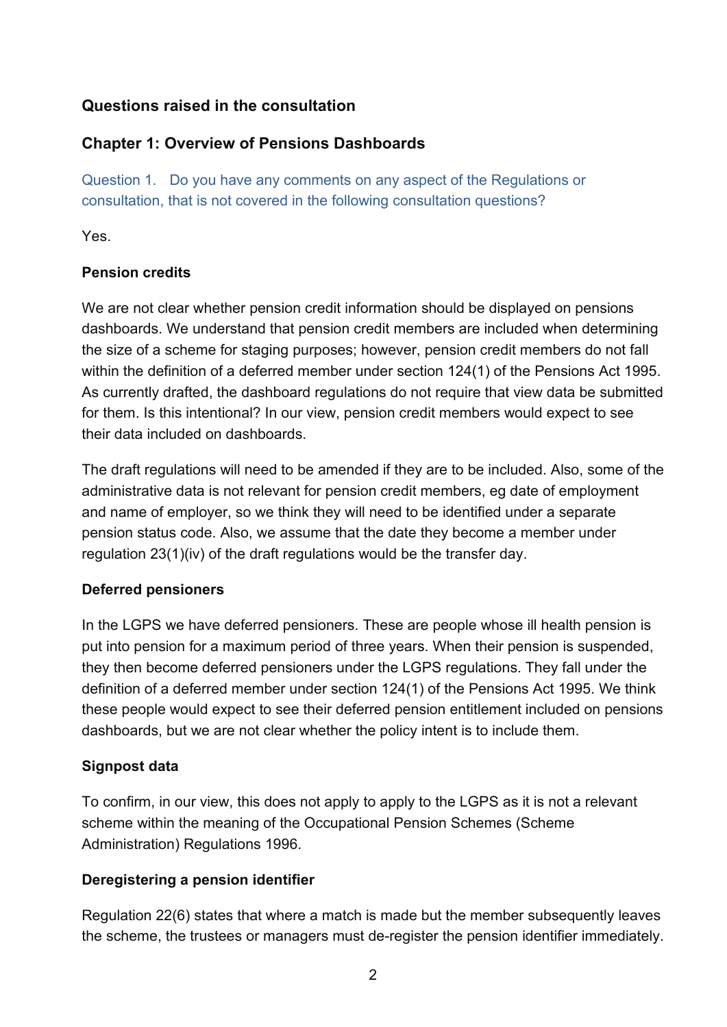## Questions raised in the consultation

### Chapter 1: Overview of Pensions Dashboards

Question 1. Do you have any comments on any aspect of the Regulations or consultation, that is not covered in the following consultation questions?

Yes.

**Pension credits**

We are not clear whether pension credit information should be displayed on pensions dashboards. We understand that pension credit members are included when determining the size of a scheme for staging purposes; however, pension credit members do not fall within the definition of a deferred member under section 124(1) of the Pensions Act 1995. As currently drafted, the dashboard regulations do not require that view data be submitted for them. Is this intentional? In our view, pension credit members would expect to see their data included on dashboards.

The draft regulations will need to be amended if they are to be included. Also, some of the administrative data is not relevant for pension credit members, eg date of employment and name of employer, so we think they will need to be identified under a separate pension status code. Also, we assume that the date they become a member under regulation 23(1)(iv) of the draft regulations would be the transfer day.

**Deferred pensioners**

In the LGPS we have deferred pensioners. These are people whose ill health pension is put into pension for a maximum period of three years. When their pension is suspended, they then become deferred pensioners under the LGPS regulations. They fall under the definition of a deferred member under section 124(1) of the Pensions Act 1995. We think these people would expect to see their deferred pension entitlement included on pensions dashboards, but we are not clear whether the policy intent is to include them.

**Signpost data**

To confirm, in our view, this does not apply to apply to the LGPS as it is not a relevant scheme within the meaning of the Occupational Pension Schemes (Scheme Administration) Regulations 1996.

**Deregistering a pension identifier**

Regulation 22(6) states that where a match is made but the member subsequently leaves the scheme, the trustees or managers must de-register the pension identifier immediately.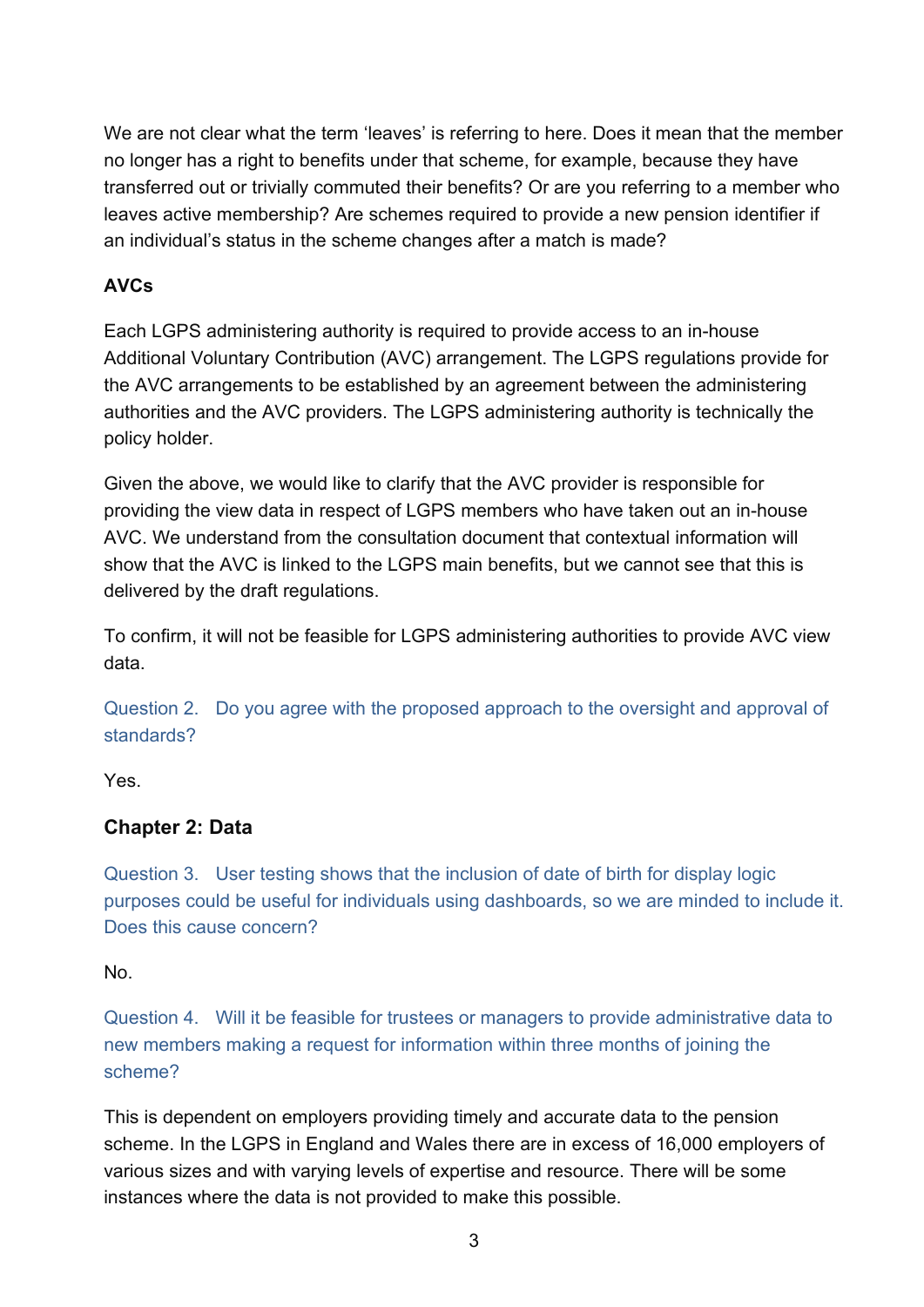We are not clear what the term 'leaves' is referring to here. Does it mean that the member no longer has a right to benefits under that scheme, for example, because they have transferred out or trivially commuted their benefits? Or are you referring to a member who leaves active membership? Are schemes required to provide a new pension identifier if an individual's status in the scheme changes after a match is made?

**AVCs**

Each LGPS administering authority is required to provide access to an in-house Additional Voluntary Contribution (AVC) arrangement. The LGPS regulations provide for the AVC arrangements to be established by an agreement between the administering authorities and the AVC providers. The LGPS administering authority is technically the policy holder.

Given the above, we would like to clarify that the AVC provider is responsible for providing the view data in respect of LGPS members who have taken out an in-house AVC. We understand from the consultation document that contextual information will show that the AVC is linked to the LGPS main benefits, but we cannot see that this is delivered by the draft regulations.

To confirm, it will not be feasible for LGPS administering authorities to provide AVC view data.

Question 2. Do you agree with the proposed approach to the oversight and approval of standards?

Yes.

## Chapter 2: Data

Question 3. User testing shows that the inclusion of date of birth for display logic purposes could be useful for individuals using dashboards, so we are minded to include it. Does this cause concern?

No.

Question 4. Will it be feasible for trustees or managers to provide administrative data to new members making a request for information within three months of joining the scheme?

This is dependent on employers providing timely and accurate data to the pension scheme. In the LGPS in England and Wales there are in excess of 16,000 employers of various sizes and with varying levels of expertise and resource. There will be some instances where the data is not provided to make this possible.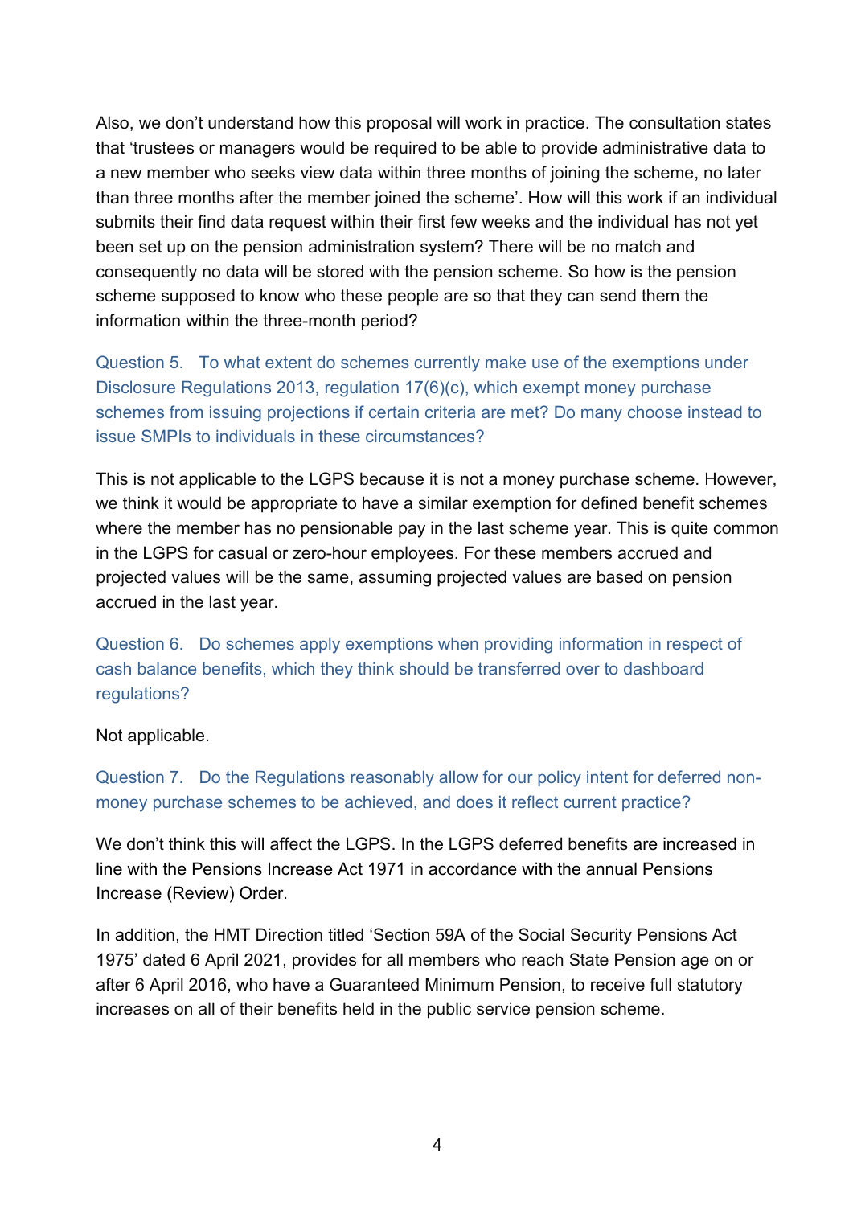Also, we don't understand how this proposal will work in practice. The consultation states that 'trustees or managers would be required to be able to provide administrative data to a new member who seeks view data within three months of joining the scheme, no later than three months after the member joined the scheme'. How will this work if an individual submits their find data request within their first few weeks and the individual has not yet been set up on the pension administration system? There will be no match and consequently no data will be stored with the pension scheme. So how is the pension scheme supposed to know who these people are so that they can send them the information within the three-month period?

Question 5. To what extent do schemes currently make use of the exemptions under Disclosure Regulations 2013, regulation 17(6)(c), which exempt money purchase schemes from issuing projections if certain criteria are met? Do many choose instead to issue SMPIs to individuals in these circumstances?

This is not applicable to the LGPS because it is not a money purchase scheme. However, we think it would be appropriate to have a similar exemption for defined benefit schemes where the member has no pensionable pay in the last scheme year. This is quite common in the LGPS for casual or zero-hour employees. For these members accrued and projected values will be the same, assuming projected values are based on pension accrued in the last year.

Question 6. Do schemes apply exemptions when providing information in respect of cash balance benefits, which they think should be transferred over to dashboard regulations?

Not applicable.

Question 7. Do the Regulations reasonably allow for our policy intent for deferred non-money purchase schemes to be achieved, and does it reflect current practice?

We don't think this will affect the LGPS. In the LGPS deferred benefits are increased in line with the Pensions Increase Act 1971 in accordance with the annual Pensions Increase (Review) Order.

In addition, the HMT Direction titled 'Section 59A of the Social Security Pensions Act 1975' dated 6 April 2021, provides for all members who reach State Pension age on or after 6 April 2016, who have a Guaranteed Minimum Pension, to receive full statutory increases on all of their benefits held in the public service pension scheme.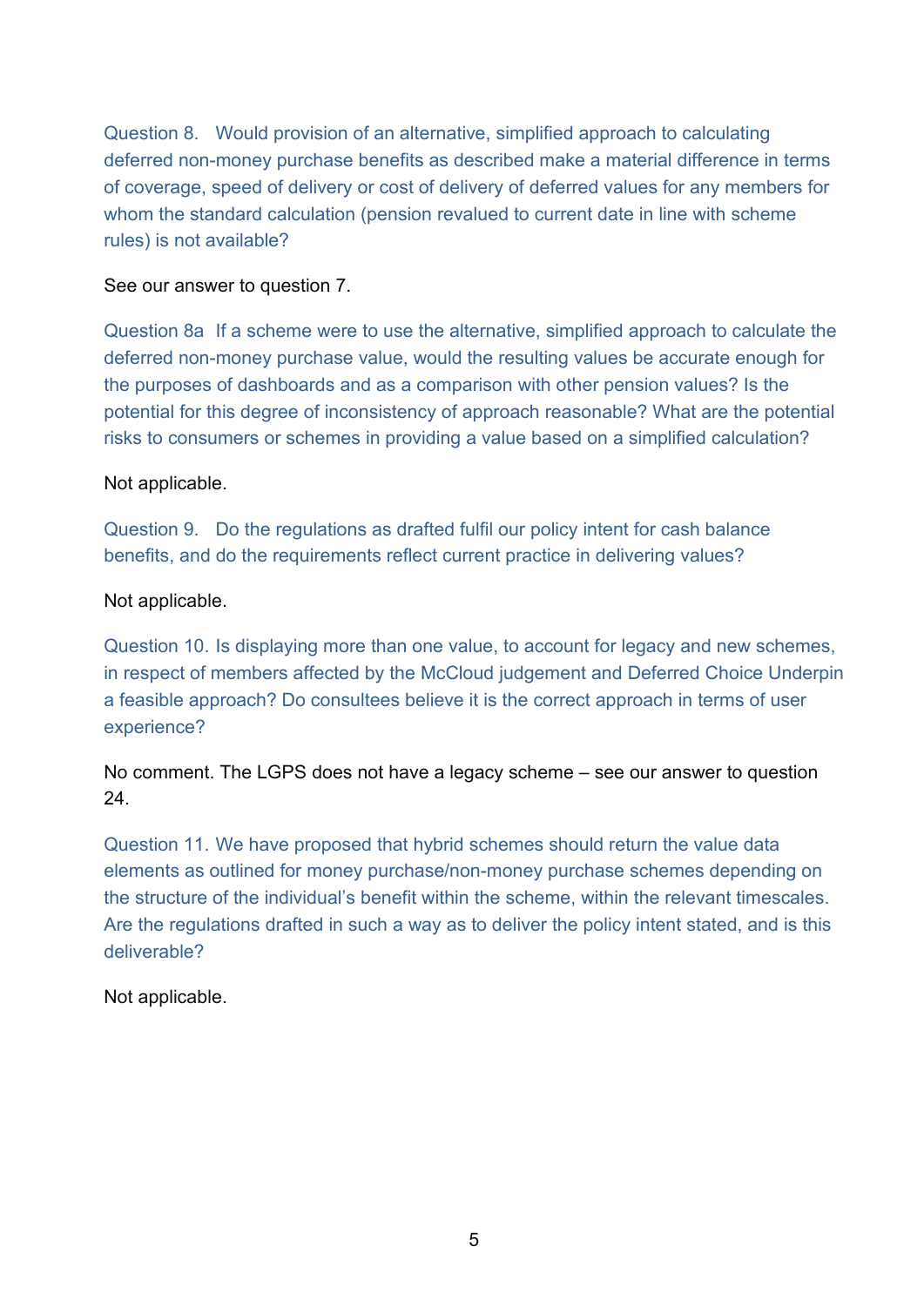Question 8. Would provision of an alternative, simplified approach to calculating deferred non-money purchase benefits as described make a material difference in terms of coverage, speed of delivery or cost of delivery of deferred values for any members for whom the standard calculation (pension revalued to current date in line with scheme rules) is not available?

See our answer to question 7.

Question 8a If a scheme were to use the alternative, simplified approach to calculate the deferred non-money purchase value, would the resulting values be accurate enough for the purposes of dashboards and as a comparison with other pension values? Is the potential for this degree of inconsistency of approach reasonable? What are the potential risks to consumers or schemes in providing a value based on a simplified calculation?

Not applicable.

Question 9. Do the regulations as drafted fulfil our policy intent for cash balance benefits, and do the requirements reflect current practice in delivering values?

Not applicable.

Question 10. Is displaying more than one value, to account for legacy and new schemes, in respect of members affected by the McCloud judgement and Deferred Choice Underpin a feasible approach? Do consultees believe it is the correct approach in terms of user experience?

No comment. The LGPS does not have a legacy scheme – see our answer to question 24.

Question 11. We have proposed that hybrid schemes should return the value data elements as outlined for money purchase/non-money purchase schemes depending on the structure of the individual's benefit within the scheme, within the relevant timescales. Are the regulations drafted in such a way as to deliver the policy intent stated, and is this deliverable?

Not applicable.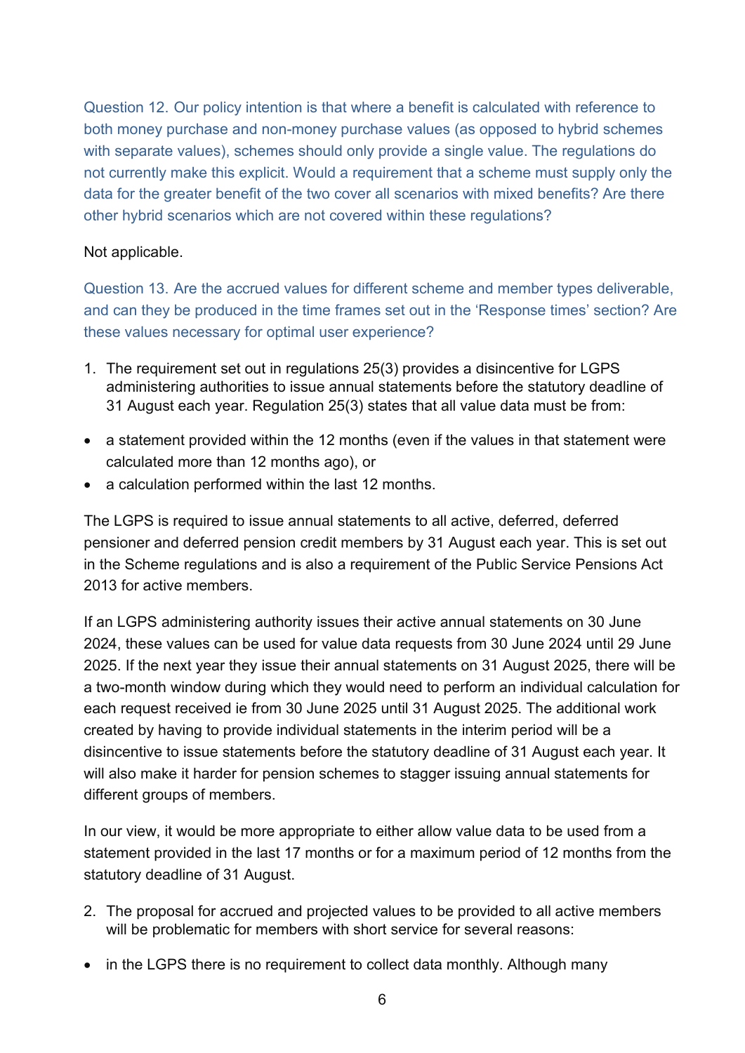Question 12. Our policy intention is that where a benefit is calculated with reference to both money purchase and non-money purchase values (as opposed to hybrid schemes with separate values), schemes should only provide a single value. The regulations do not currently make this explicit. Would a requirement that a scheme must supply only the data for the greater benefit of the two cover all scenarios with mixed benefits? Are there other hybrid scenarios which are not covered within these regulations?

Not applicable.

Question 13. Are the accrued values for different scheme and member types deliverable, and can they be produced in the time frames set out in the 'Response times' section? Are these values necessary for optimal user experience?

1. The requirement set out in regulations 25(3) provides a disincentive for LGPS administering authorities to issue annual statements before the statutory deadline of 31 August each year. Regulation 25(3) states that all value data must be from:

- a statement provided within the 12 months (even if the values in that statement were calculated more than 12 months ago), or
- a calculation performed within the last 12 months.

The LGPS is required to issue annual statements to all active, deferred, deferred pensioner and deferred pension credit members by 31 August each year. This is set out in the Scheme regulations and is also a requirement of the Public Service Pensions Act 2013 for active members.

If an LGPS administering authority issues their active annual statements on 30 June 2024, these values can be used for value data requests from 30 June 2024 until 29 June 2025. If the next year they issue their annual statements on 31 August 2025, there will be a two-month window during which they would need to perform an individual calculation for each request received ie from 30 June 2025 until 31 August 2025. The additional work created by having to provide individual statements in the interim period will be a disincentive to issue statements before the statutory deadline of 31 August each year. It will also make it harder for pension schemes to stagger issuing annual statements for different groups of members.

In our view, it would be more appropriate to either allow value data to be used from a statement provided in the last 17 months or for a maximum period of 12 months from the statutory deadline of 31 August.

2. The proposal for accrued and projected values to be provided to all active members will be problematic for members with short service for several reasons:

- in the LGPS there is no requirement to collect data monthly. Although many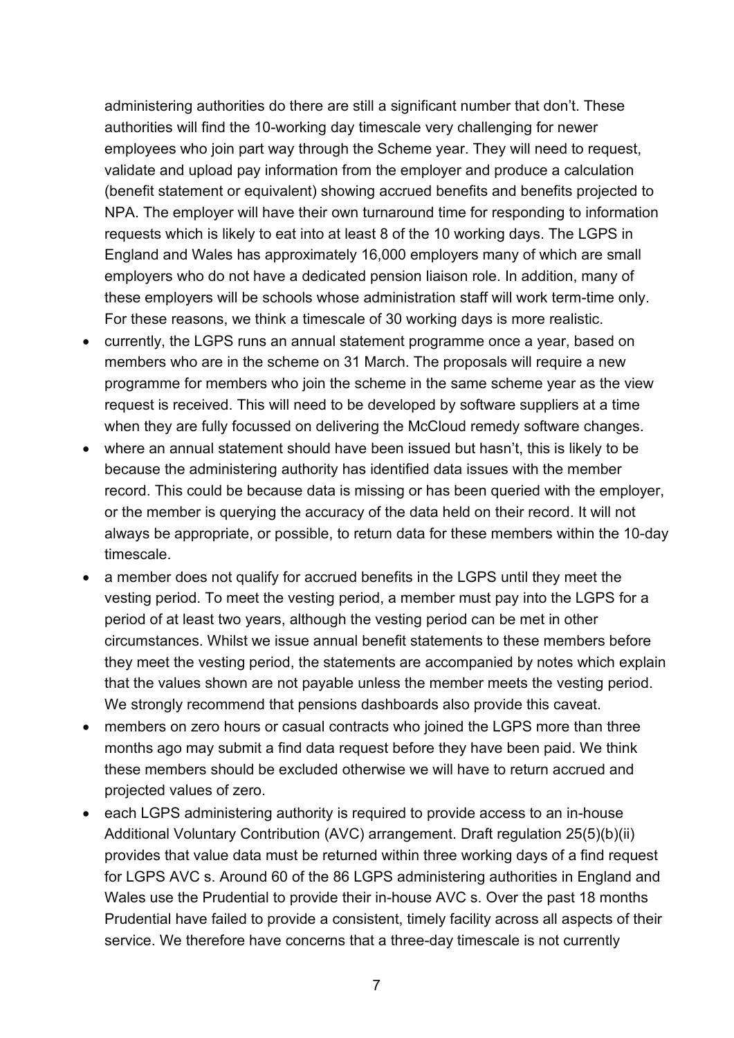administering authorities do there are still a significant number that don't. These authorities will find the 10-working day timescale very challenging for newer employees who join part way through the Scheme year. They will need to request, validate and upload pay information from the employer and produce a calculation (benefit statement or equivalent) showing accrued benefits and benefits projected to NPA. The employer will have their own turnaround time for responding to information requests which is likely to eat into at least 8 of the 10 working days. The LGPS in England and Wales has approximately 16,000 employers many of which are small employers who do not have a dedicated pension liaison role. In addition, many of these employers will be schools whose administration staff will work term-time only. For these reasons, we think a timescale of 30 working days is more realistic.

- currently, the LGPS runs an annual statement programme once a year, based on members who are in the scheme on 31 March. The proposals will require a new programme for members who join the scheme in the same scheme year as the view request is received. This will need to be developed by software suppliers at a time when they are fully focussed on delivering the McCloud remedy software changes.
- where an annual statement should have been issued but hasn't, this is likely to be because the administering authority has identified data issues with the member record. This could be because data is missing or has been queried with the employer, or the member is querying the accuracy of the data held on their record. It will not always be appropriate, or possible, to return data for these members within the 10-day timescale.
- a member does not qualify for accrued benefits in the LGPS until they meet the vesting period. To meet the vesting period, a member must pay into the LGPS for a period of at least two years, although the vesting period can be met in other circumstances. Whilst we issue annual benefit statements to these members before they meet the vesting period, the statements are accompanied by notes which explain that the values shown are not payable unless the member meets the vesting period. We strongly recommend that pensions dashboards also provide this caveat.
- members on zero hours or casual contracts who joined the LGPS more than three months ago may submit a find data request before they have been paid. We think these members should be excluded otherwise we will have to return accrued and projected values of zero.
- each LGPS administering authority is required to provide access to an in-house Additional Voluntary Contribution (AVC) arrangement. Draft regulation 25(5)(b)(ii) provides that value data must be returned within three working days of a find request for LGPS AVC s. Around 60 of the 86 LGPS administering authorities in England and Wales use the Prudential to provide their in-house AVC s. Over the past 18 months Prudential have failed to provide a consistent, timely facility across all aspects of their service. We therefore have concerns that a three-day timescale is not currently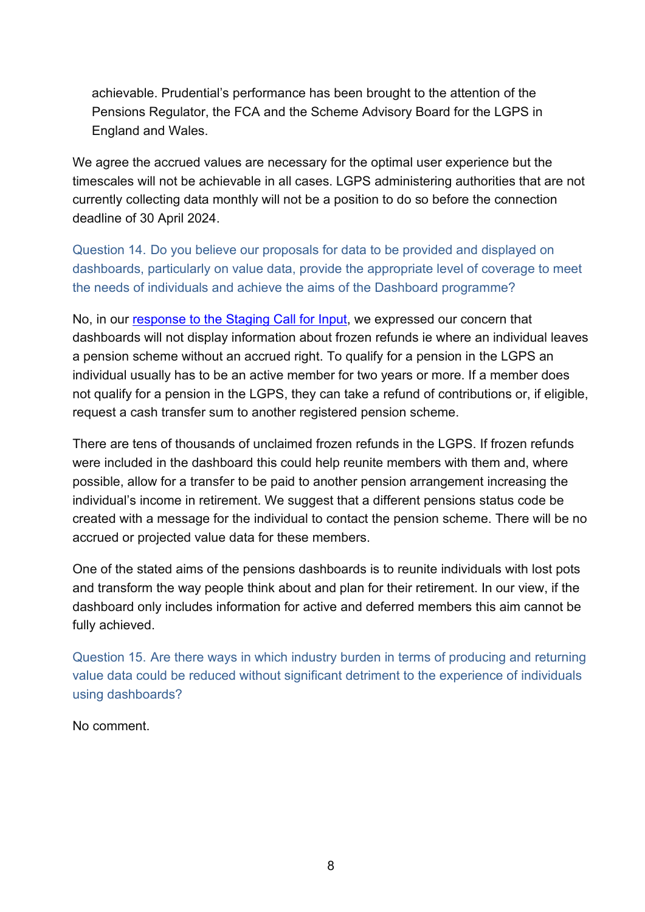achievable. Prudential's performance has been brought to the attention of the Pensions Regulator, the FCA and the Scheme Advisory Board for the LGPS in England and Wales.

We agree the accrued values are necessary for the optimal user experience but the timescales will not be achievable in all cases. LGPS administering authorities that are not currently collecting data monthly will not be a position to do so before the connection deadline of 30 April 2024.

Question 14. Do you believe our proposals for data to be provided and displayed on dashboards, particularly on value data, provide the appropriate level of coverage to meet the needs of individuals and achieve the aims of the Dashboard programme?

No, in our response to the Staging Call for Input, we expressed our concern that dashboards will not display information about frozen refunds ie where an individual leaves a pension scheme without an accrued right. To qualify for a pension in the LGPS an individual usually has to be an active member for two years or more. If a member does not qualify for a pension in the LGPS, they can take a refund of contributions or, if eligible, request a cash transfer sum to another registered pension scheme.

There are tens of thousands of unclaimed frozen refunds in the LGPS. If frozen refunds were included in the dashboard this could help reunite members with them and, where possible, allow for a transfer to be paid to another pension arrangement increasing the individual's income in retirement. We suggest that a different pensions status code be created with a message for the individual to contact the pension scheme. There will be no accrued or projected value data for these members.

One of the stated aims of the pensions dashboards is to reunite individuals with lost pots and transform the way people think about and plan for their retirement. In our view, if the dashboard only includes information for active and deferred members this aim cannot be fully achieved.

Question 15. Are there ways in which industry burden in terms of producing and returning value data could be reduced without significant detriment to the experience of individuals using dashboards?

No comment.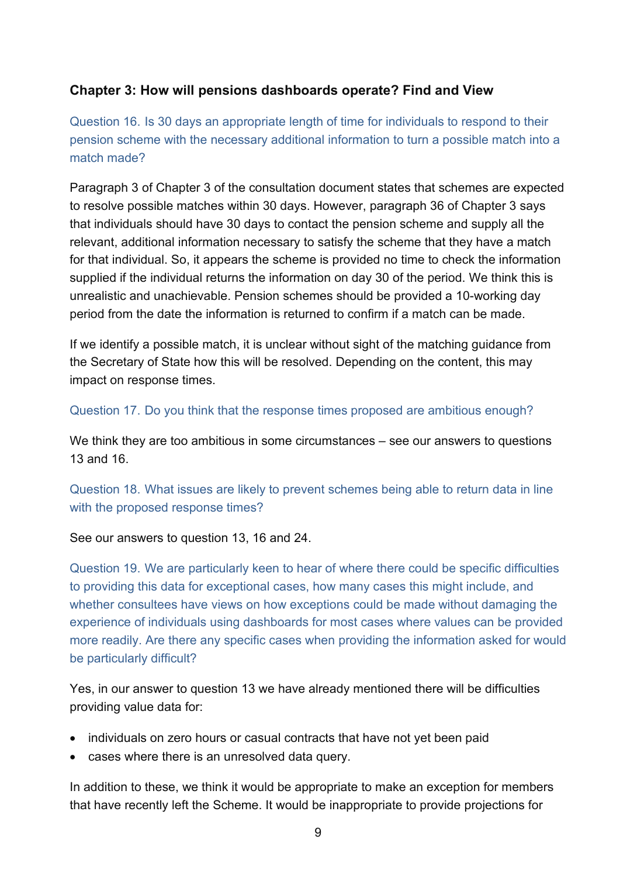### Chapter 3: How will pensions dashboards operate? Find and View

Question 16. Is 30 days an appropriate length of time for individuals to respond to their pension scheme with the necessary additional information to turn a possible match into a match made?

Paragraph 3 of Chapter 3 of the consultation document states that schemes are expected to resolve possible matches within 30 days. However, paragraph 36 of Chapter 3 says that individuals should have 30 days to contact the pension scheme and supply all the relevant, additional information necessary to satisfy the scheme that they have a match for that individual. So, it appears the scheme is provided no time to check the information supplied if the individual returns the information on day 30 of the period. We think this is unrealistic and unachievable. Pension schemes should be provided a 10-working day period from the date the information is returned to confirm if a match can be made.

If we identify a possible match, it is unclear without sight of the matching guidance from the Secretary of State how this will be resolved. Depending on the content, this may impact on response times.

Question 17. Do you think that the response times proposed are ambitious enough?

We think they are too ambitious in some circumstances – see our answers to questions 13 and 16.

Question 18. What issues are likely to prevent schemes being able to return data in line with the proposed response times?

See our answers to question 13, 16 and 24.

Question 19. We are particularly keen to hear of where there could be specific difficulties to providing this data for exceptional cases, how many cases this might include, and whether consultees have views on how exceptions could be made without damaging the experience of individuals using dashboards for most cases where values can be provided more readily. Are there any specific cases when providing the information asked for would be particularly difficult?

Yes, in our answer to question 13 we have already mentioned there will be difficulties providing value data for:

- individuals on zero hours or casual contracts that have not yet been paid
- cases where there is an unresolved data query.

In addition to these, we think it would be appropriate to make an exception for members that have recently left the Scheme. It would be inappropriate to provide projections for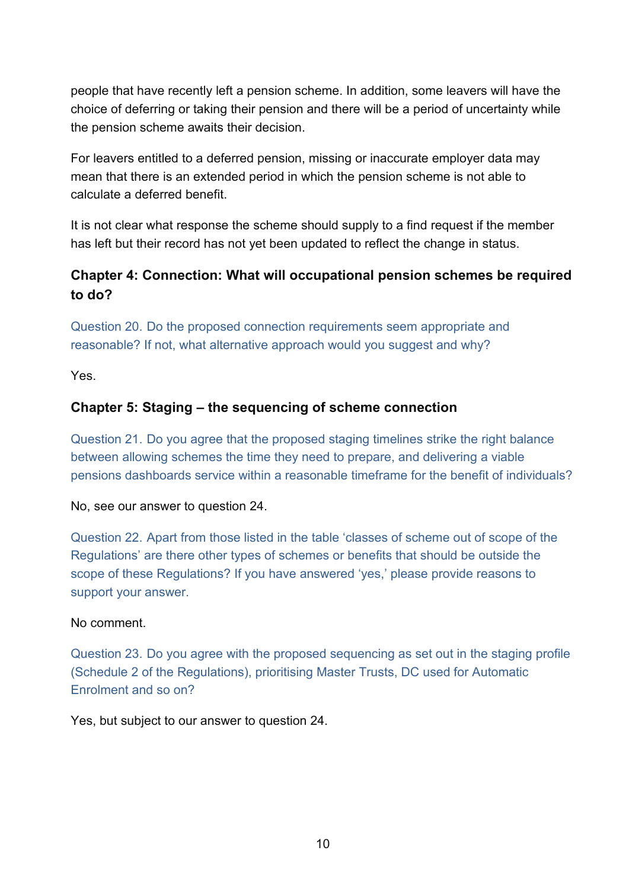people that have recently left a pension scheme. In addition, some leavers will have the choice of deferring or taking their pension and there will be a period of uncertainty while the pension scheme awaits their decision.

For leavers entitled to a deferred pension, missing or inaccurate employer data may mean that there is an extended period in which the pension scheme is not able to calculate a deferred benefit.

It is not clear what response the scheme should supply to a find request if the member has left but their record has not yet been updated to reflect the change in status.

### Chapter 4: Connection: What will occupational pension schemes be required to do?

Question 20. Do the proposed connection requirements seem appropriate and reasonable? If not, what alternative approach would you suggest and why?

Yes.

### Chapter 5: Staging – the sequencing of scheme connection

Question 21. Do you agree that the proposed staging timelines strike the right balance between allowing schemes the time they need to prepare, and delivering a viable pensions dashboards service within a reasonable timeframe for the benefit of individuals?

No, see our answer to question 24.

Question 22. Apart from those listed in the table 'classes of scheme out of scope of the Regulations' are there other types of schemes or benefits that should be outside the scope of these Regulations? If you have answered 'yes,' please provide reasons to support your answer.

No comment.

Question 23. Do you agree with the proposed sequencing as set out in the staging profile (Schedule 2 of the Regulations), prioritising Master Trusts, DC used for Automatic Enrolment and so on?

Yes, but subject to our answer to question 24.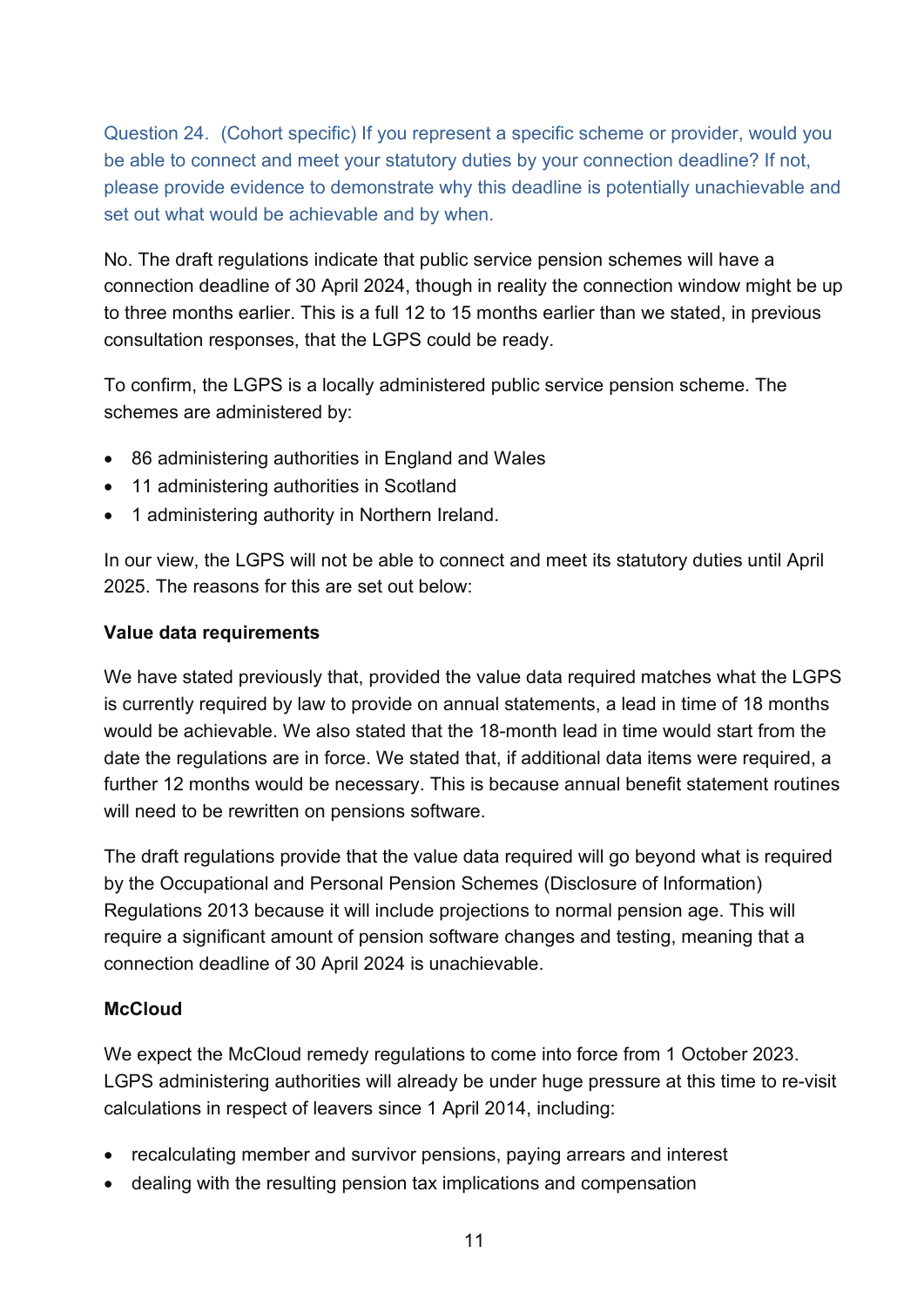Question 24. (Cohort specific) If you represent a specific scheme or provider, would you be able to connect and meet your statutory duties by your connection deadline? If not, please provide evidence to demonstrate why this deadline is potentially unachievable and set out what would be achievable and by when.

No. The draft regulations indicate that public service pension schemes will have a connection deadline of 30 April 2024, though in reality the connection window might be up to three months earlier. This is a full 12 to 15 months earlier than we stated, in previous consultation responses, that the LGPS could be ready.

To confirm, the LGPS is a locally administered public service pension scheme. The schemes are administered by:

- 86 administering authorities in England and Wales
- 11 administering authorities in Scotland
- 1 administering authority in Northern Ireland.

In our view, the LGPS will not be able to connect and meet its statutory duties until April 2025. The reasons for this are set out below:

**Value data requirements**

We have stated previously that, provided the value data required matches what the LGPS is currently required by law to provide on annual statements, a lead in time of 18 months would be achievable. We also stated that the 18-month lead in time would start from the date the regulations are in force. We stated that, if additional data items were required, a further 12 months would be necessary. This is because annual benefit statement routines will need to be rewritten on pensions software.

The draft regulations provide that the value data required will go beyond what is required by the Occupational and Personal Pension Schemes (Disclosure of Information) Regulations 2013 because it will include projections to normal pension age. This will require a significant amount of pension software changes and testing, meaning that a connection deadline of 30 April 2024 is unachievable.

**McCloud**

We expect the McCloud remedy regulations to come into force from 1 October 2023. LGPS administering authorities will already be under huge pressure at this time to re-visit calculations in respect of leavers since 1 April 2014, including:

- recalculating member and survivor pensions, paying arrears and interest
- dealing with the resulting pension tax implications and compensation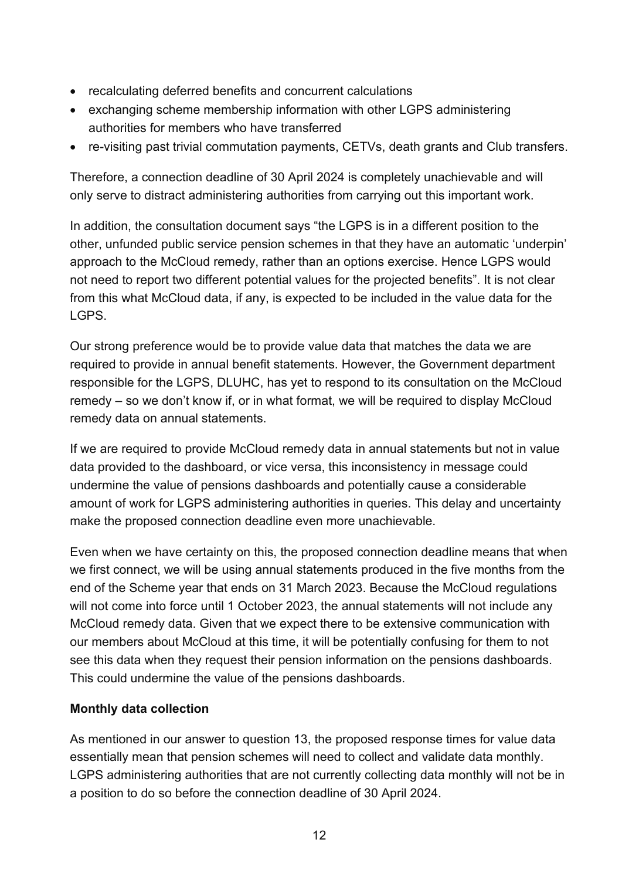- recalculating deferred benefits and concurrent calculations
- exchanging scheme membership information with other LGPS administering authorities for members who have transferred
- re-visiting past trivial commutation payments, CETVs, death grants and Club transfers.

Therefore, a connection deadline of 30 April 2024 is completely unachievable and will only serve to distract administering authorities from carrying out this important work.

In addition, the consultation document says "the LGPS is in a different position to the other, unfunded public service pension schemes in that they have an automatic 'underpin' approach to the McCloud remedy, rather than an options exercise. Hence LGPS would not need to report two different potential values for the projected benefits". It is not clear from this what McCloud data, if any, is expected to be included in the value data for the LGPS.

Our strong preference would be to provide value data that matches the data we are required to provide in annual benefit statements. However, the Government department responsible for the LGPS, DLUHC, has yet to respond to its consultation on the McCloud remedy – so we don't know if, or in what format, we will be required to display McCloud remedy data on annual statements.

If we are required to provide McCloud remedy data in annual statements but not in value data provided to the dashboard, or vice versa, this inconsistency in message could undermine the value of pensions dashboards and potentially cause a considerable amount of work for LGPS administering authorities in queries. This delay and uncertainty make the proposed connection deadline even more unachievable.

Even when we have certainty on this, the proposed connection deadline means that when we first connect, we will be using annual statements produced in the five months from the end of the Scheme year that ends on 31 March 2023. Because the McCloud regulations will not come into force until 1 October 2023, the annual statements will not include any McCloud remedy data. Given that we expect there to be extensive communication with our members about McCloud at this time, it will be potentially confusing for them to not see this data when they request their pension information on the pensions dashboards. This could undermine the value of the pensions dashboards.

**Monthly data collection**

As mentioned in our answer to question 13, the proposed response times for value data essentially mean that pension schemes will need to collect and validate data monthly. LGPS administering authorities that are not currently collecting data monthly will not be in a position to do so before the connection deadline of 30 April 2024.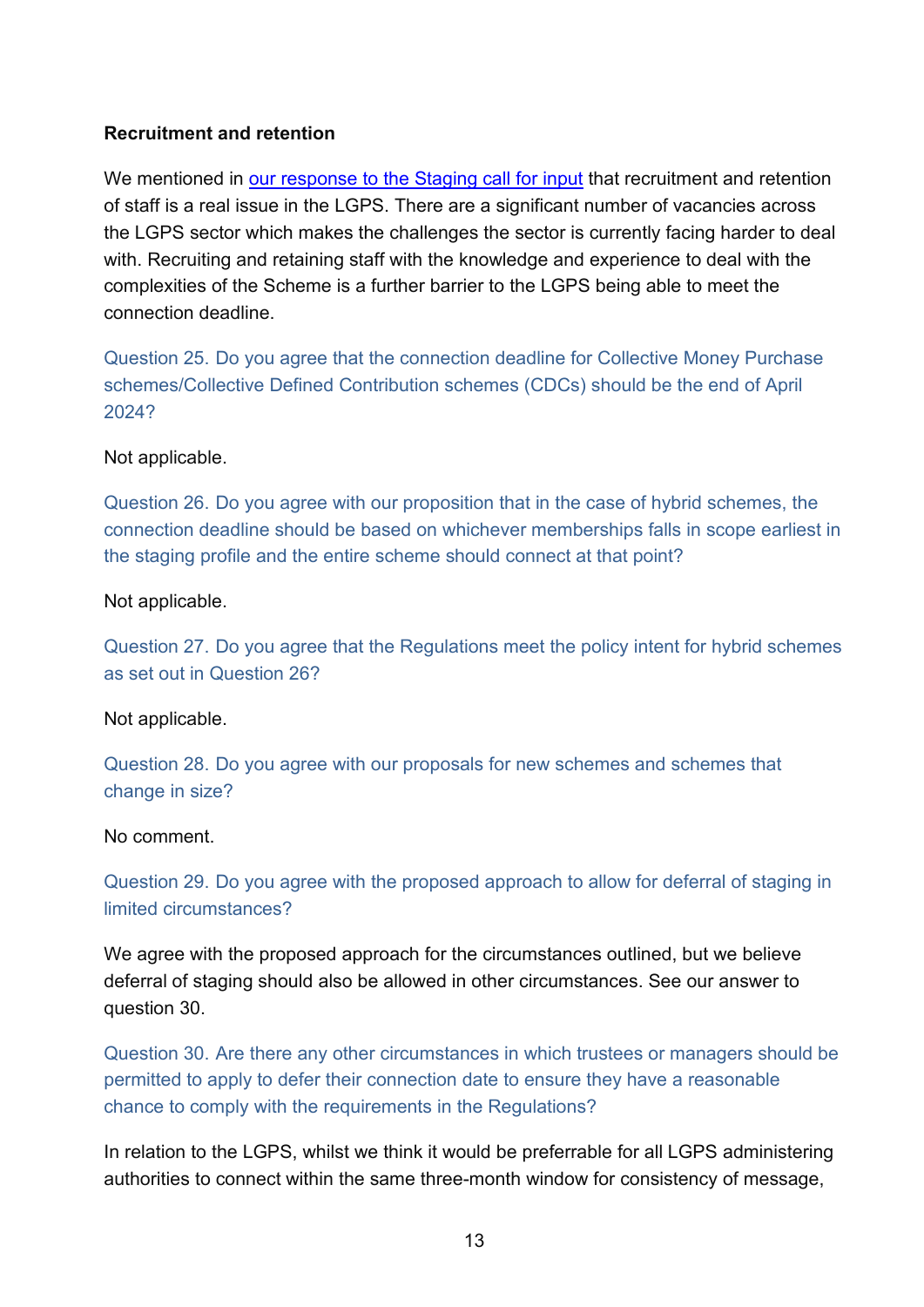**Recruitment and retention**

We mentioned in [our response to the Staging call for input] that recruitment and retention of staff is a real issue in the LGPS. There are a significant number of vacancies across the LGPS sector which makes the challenges the sector is currently facing harder to deal with. Recruiting and retaining staff with the knowledge and experience to deal with the complexities of the Scheme is a further barrier to the LGPS being able to meet the connection deadline.

Question 25. Do you agree that the connection deadline for Collective Money Purchase schemes/Collective Defined Contribution schemes (CDCs) should be the end of April 2024?

Not applicable.

Question 26. Do you agree with our proposition that in the case of hybrid schemes, the connection deadline should be based on whichever memberships falls in scope earliest in the staging profile and the entire scheme should connect at that point?

Not applicable.

Question 27. Do you agree that the Regulations meet the policy intent for hybrid schemes as set out in Question 26?

Not applicable.

Question 28. Do you agree with our proposals for new schemes and schemes that change in size?

No comment.

Question 29. Do you agree with the proposed approach to allow for deferral of staging in limited circumstances?

We agree with the proposed approach for the circumstances outlined, but we believe deferral of staging should also be allowed in other circumstances. See our answer to question 30.

Question 30. Are there any other circumstances in which trustees or managers should be permitted to apply to defer their connection date to ensure they have a reasonable chance to comply with the requirements in the Regulations?

In relation to the LGPS, whilst we think it would be preferrable for all LGPS administering authorities to connect within the same three-month window for consistency of message,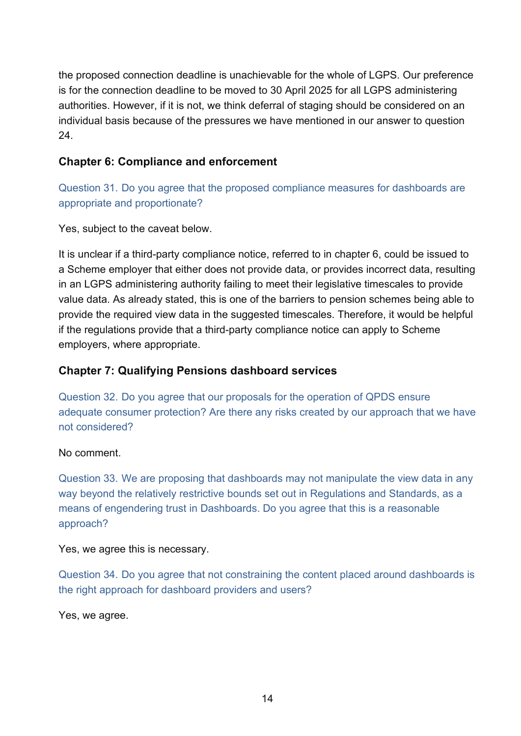the proposed connection deadline is unachievable for the whole of LGPS. Our preference is for the connection deadline to be moved to 30 April 2025 for all LGPS administering authorities. However, if it is not, we think deferral of staging should be considered on an individual basis because of the pressures we have mentioned in our answer to question 24.

### Chapter 6: Compliance and enforcement

Question 31. Do you agree that the proposed compliance measures for dashboards are appropriate and proportionate?

Yes, subject to the caveat below.

It is unclear if a third-party compliance notice, referred to in chapter 6, could be issued to a Scheme employer that either does not provide data, or provides incorrect data, resulting in an LGPS administering authority failing to meet their legislative timescales to provide value data. As already stated, this is one of the barriers to pension schemes being able to provide the required view data in the suggested timescales. Therefore, it would be helpful if the regulations provide that a third-party compliance notice can apply to Scheme employers, where appropriate.

### Chapter 7: Qualifying Pensions dashboard services

Question 32. Do you agree that our proposals for the operation of QPDS ensure adequate consumer protection? Are there any risks created by our approach that we have not considered?

No comment.

Question 33. We are proposing that dashboards may not manipulate the view data in any way beyond the relatively restrictive bounds set out in Regulations and Standards, as a means of engendering trust in Dashboards. Do you agree that this is a reasonable approach?

Yes, we agree this is necessary.

Question 34. Do you agree that not constraining the content placed around dashboards is the right approach for dashboard providers and users?

Yes, we agree.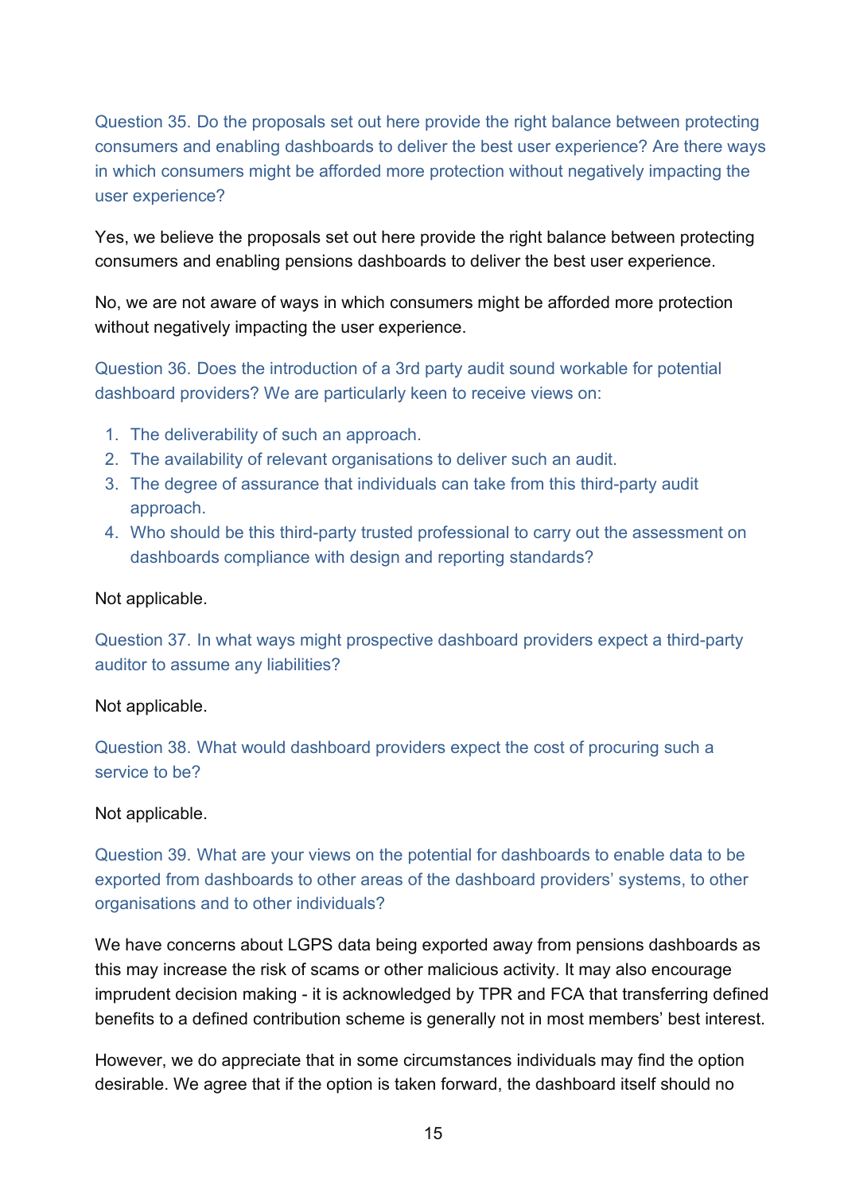Question 35. Do the proposals set out here provide the right balance between protecting consumers and enabling dashboards to deliver the best user experience? Are there ways in which consumers might be afforded more protection without negatively impacting the user experience?

Yes, we believe the proposals set out here provide the right balance between protecting consumers and enabling pensions dashboards to deliver the best user experience.

No, we are not aware of ways in which consumers might be afforded more protection without negatively impacting the user experience.

Question 36. Does the introduction of a 3rd party audit sound workable for potential dashboard providers? We are particularly keen to receive views on:

1. The deliverability of such an approach.
2. The availability of relevant organisations to deliver such an audit.
3. The degree of assurance that individuals can take from this third-party audit approach.
4. Who should be this third-party trusted professional to carry out the assessment on dashboards compliance with design and reporting standards?

Not applicable.

Question 37. In what ways might prospective dashboard providers expect a third-party auditor to assume any liabilities?

Not applicable.

Question 38. What would dashboard providers expect the cost of procuring such a service to be?

Not applicable.

Question 39. What are your views on the potential for dashboards to enable data to be exported from dashboards to other areas of the dashboard providers' systems, to other organisations and to other individuals?

We have concerns about LGPS data being exported away from pensions dashboards as this may increase the risk of scams or other malicious activity. It may also encourage imprudent decision making - it is acknowledged by TPR and FCA that transferring defined benefits to a defined contribution scheme is generally not in most members' best interest.

However, we do appreciate that in some circumstances individuals may find the option desirable. We agree that if the option is taken forward, the dashboard itself should no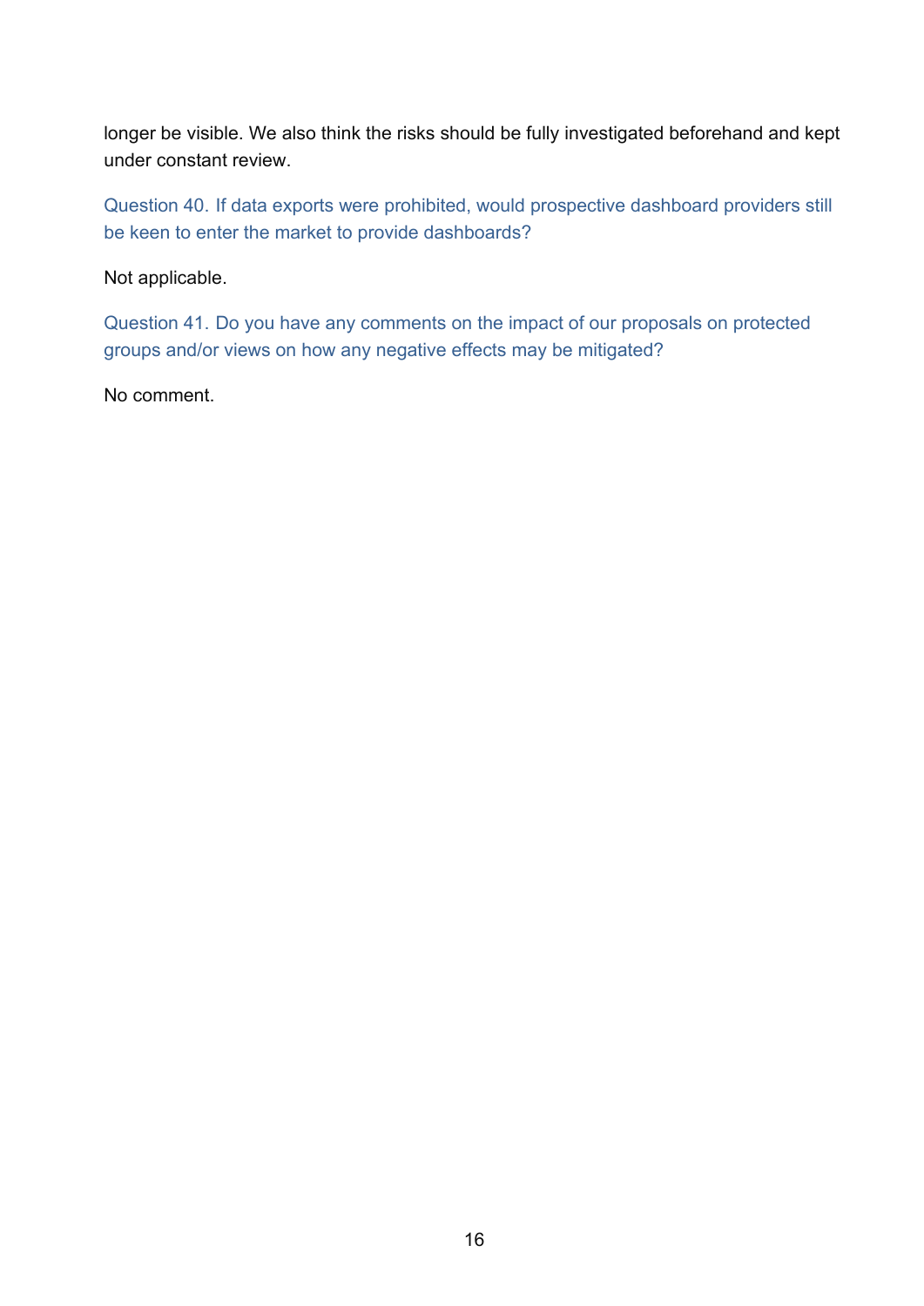longer be visible. We also think the risks should be fully investigated beforehand and kept under constant review.

Question 40. If data exports were prohibited, would prospective dashboard providers still be keen to enter the market to provide dashboards?

Not applicable.

Question 41. Do you have any comments on the impact of our proposals on protected groups and/or views on how any negative effects may be mitigated?

No comment.